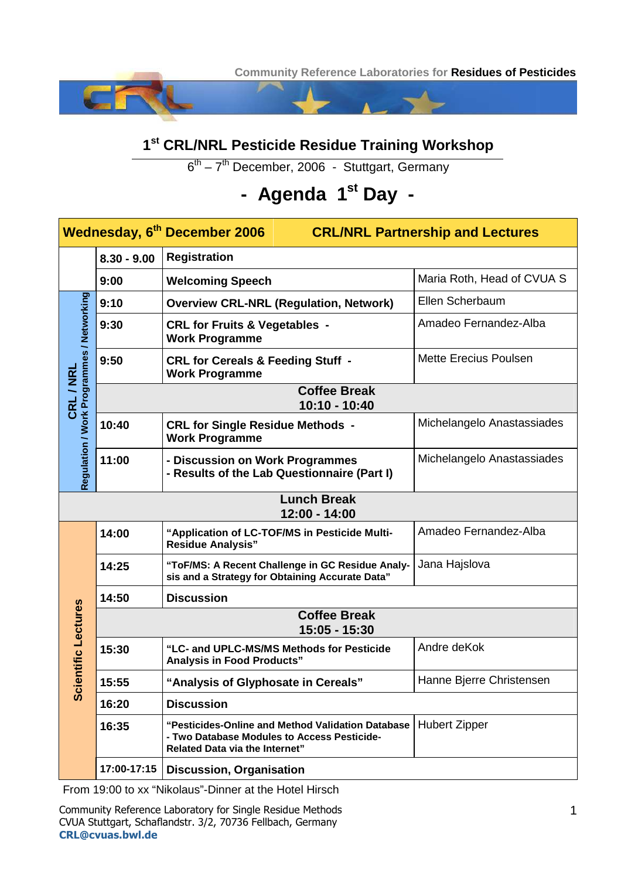Community Reference Laboratories for **Residues of Pesticides**

# 1st CRL/NRL Pesticide Residue Training Workshop

6th – 7th December, 2006 - Stuttgart, Germany

## - Agenda 1st Day -

| Wednesday, 6th December 2006 | | CRL/NRL Partnership and Lectures | |
|---|---|---|---|
| | **8.30 - 9.00** | **Registration** | |
| | **9:00** | **Welcoming Speech** | Maria Roth, Head of CVUA S |
| **CRL / NRL** Regulation / Work Programmes / Networking | **9:10** | **Overview CRL-NRL (Regulation, Network)** | Ellen Scherbaum |
| | **9:30** | **CRL for Fruits & Vegetables - Work Programme** | Amadeo Fernandez-Alba |
| | **9:50** | **CRL for Cereals & Feeding Stuff - Work Programme** | Mette Erecius Poulsen |
| | | **Coffee Break 10:10 - 10:40** | |
| | **10:40** | **CRL for Single Residue Methods - Work Programme** | Michelangelo Anastassiades |
| | **11:00** | **- Discussion on Work Programmes - Results of the Lab Questionnaire (Part I)** | Michelangelo Anastassiades |
| | | **Lunch Break 12:00 - 14:00** | |
| **Scientific Lectures** | **14:00** | **“Application of LC-TOF/MS in Pesticide Multi-Residue Analysis”** | Amadeo Fernandez-Alba |
| | **14:25** | **“ToF/MS: A Recent Challenge in GC Residue Analysis and a Strategy for Obtaining Accurate Data”** | Jana Hajslova |
| | **14:50** | **Discussion** | |
| | | **Coffee Break 15:05 - 15:30** | |
| | **15:30** | **“LC- and UPLC-MS/MS Methods for Pesticide Analysis in Food Products”** | Andre deKok |
| | **15:55** | **“Analysis of Glyphosate in Cereals”** | Hanne Bjerre Christensen |
| | **16:20** | **Discussion** | |
| | **16:35** | **“Pesticides-Online and Method Validation Database - Two Database Modules to Access Pesticide-Related Data via the Internet”** | Hubert Zipper |
| | **17:00-17:15** | **Discussion, Organisation** | |

From 19:00 to xx “Nikolaus”-Dinner at the Hotel Hirsch

Community Reference Laboratory for Single Residue Methods
CVUA Stuttgart, Schaflandstr. 3/2, 70736 Fellbach, Germany
**CRL@cvuas.bwl.de**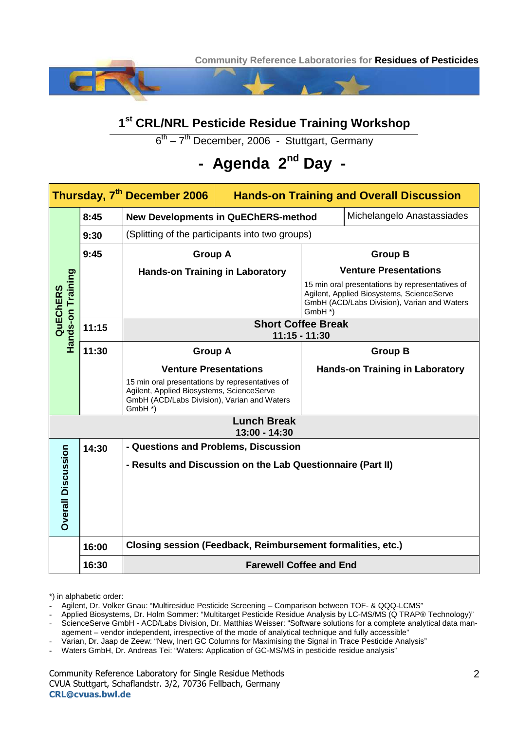Community Reference Laboratories for **Residues of Pesticides**

## 1st CRL/NRL Pesticide Residue Training Workshop

6th – 7th December, 2006 - Stuttgart, Germany

# - Agenda 2nd Day -

| **Thursday, 7th December 2006** | | **Hands-on Training and Overall Discussion** | |
|---|---|---|---|
| **QuEChERS Hands-on Training** | **8:45** | **New Developments in QuEChERS-method** | Michelangelo Anastassiades |
| | **9:30** | (Splitting of the participants into two groups) | |
| | **9:45** | **Group A**<br><br>**Hands-on Training in Laboratory** | **Group B**<br><br>**Venture Presentations**<br><br>15 min oral presentations by representatives of Agilent, Applied Biosystems, ScienceServe GmbH (ACD/Labs Division), Varian and Waters GmbH *) |
| | **11:15** | **Short Coffee Break 11:15 - 11:30** | |
| | **11:30** | **Group A**<br><br>**Venture Presentations**<br><br>15 min oral presentations by representatives of Agilent, Applied Biosystems, ScienceServe GmbH (ACD/Labs Division), Varian and Waters GmbH *) | **Group B**<br><br>**Hands-on Training in Laboratory** |
| **Lunch Break 13:00 - 14:30** | | | |
| **Overall Discussion** | **14:30** | **- Questions and Problems, Discussion**<br><br>**- Results and Discussion on the Lab Questionnaire (Part II)** | |
| | **16:00** | **Closing session (Feedback, Reimbursement formalities, etc.)** | |
| | **16:30** | **Farewell Coffee and End** | |

*) in alphabetic order:

- Agilent, Dr. Volker Gnau: "Multiresidue Pesticide Screening – Comparison between TOF- & QQQ-LCMS"
- Applied Biosystems, Dr. Holm Sommer: "Multitarget Pesticide Residue Analysis by LC-MS/MS (Q TRAP® Technology)"
- ScienceServe GmbH - ACD/Labs Division, Dr. Matthias Weisser: "Software solutions for a complete analytical data management – vendor independent, irrespective of the mode of analytical technique and fully accessible"
- Varian, Dr. Jaap de Zeew: "New, Inert GC Columns for Maximising the Signal in Trace Pesticide Analysis"
- Waters GmbH, Dr. Andreas Tei: "Waters: Application of GC-MS/MS in pesticide residue analysis"

Community Reference Laboratory for Single Residue Methods
CVUA Stuttgart, Schaflandstr. 3/2, 70736 Fellbach, Germany
**CRL@cvuas.bwl.de**